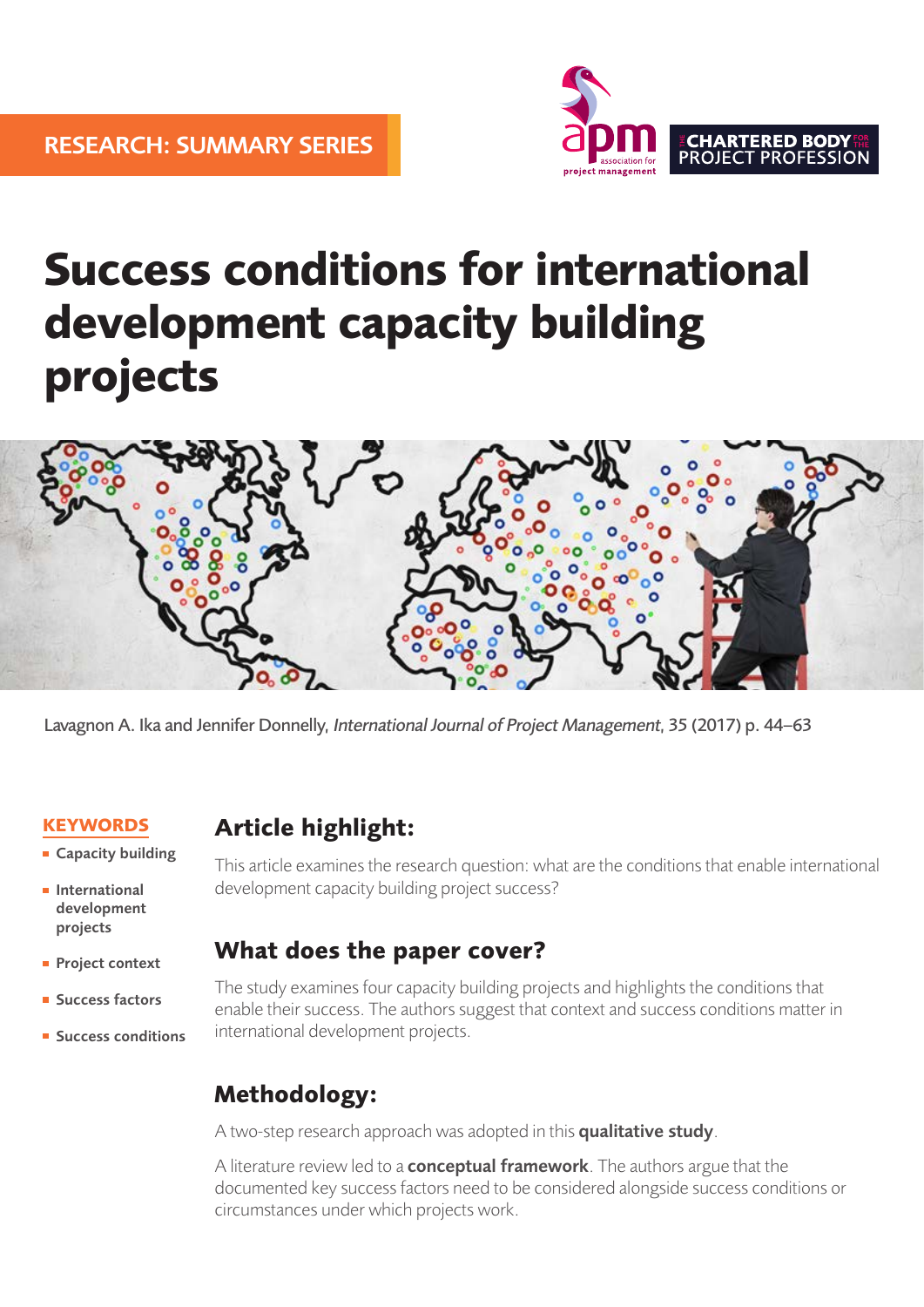RESEARCH: SUMMARY SERIES

# Success conditions for international development capacity building projects

Lavagnon A. Ika and Jennifer Donnelly, *International Journal of Project Management*, 35 (2017) p. 44–63

**KEYWORDS**

- Capacity building
- International development projects
- Project context
- Success factors
- Success conditions

## Article highlight:

This article examines the research question: what are the conditions that enable international development capacity building project success?

## What does the paper cover?

The study examines four capacity building projects and highlights the conditions that enable their success. The authors suggest that context and success conditions matter in international development projects.

## Methodology:

A two-step research approach was adopted in this **qualitative study**.

A literature review led to a **conceptual framework**. The authors argue that the documented key success factors need to be considered alongside success conditions or circumstances under which projects work.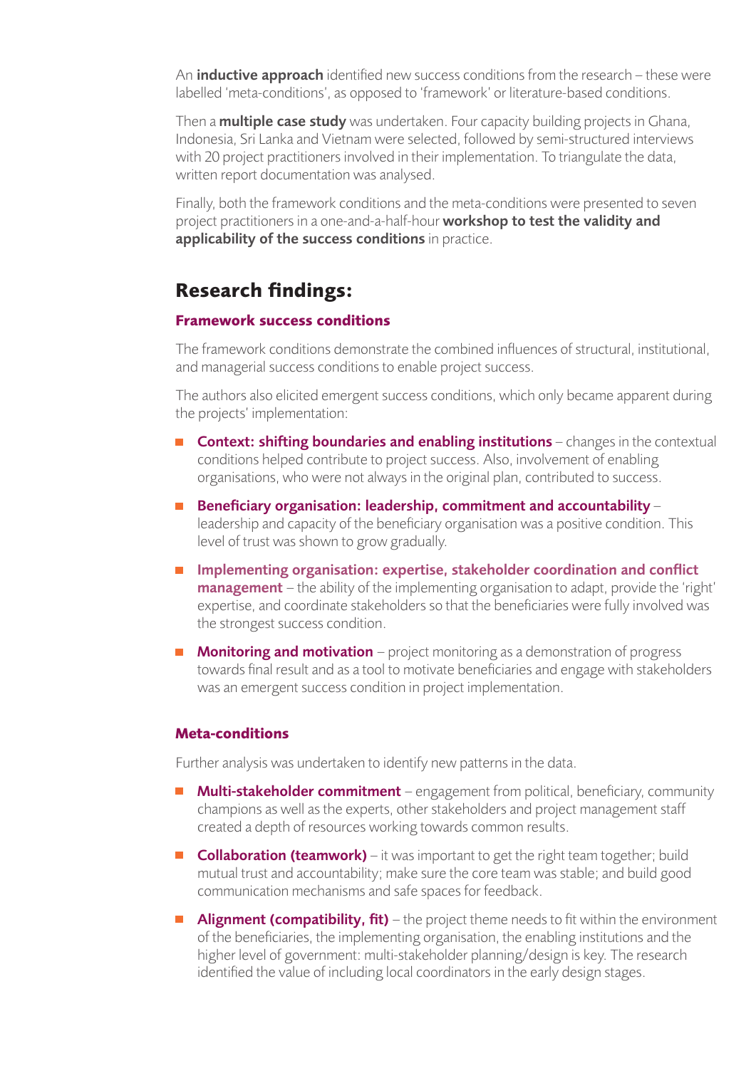An **inductive approach** identified new success conditions from the research – these were labelled 'meta-conditions', as opposed to 'framework' or literature-based conditions.

Then a **multiple case study** was undertaken. Four capacity building projects in Ghana, Indonesia, Sri Lanka and Vietnam were selected, followed by semi-structured interviews with 20 project practitioners involved in their implementation. To triangulate the data, written report documentation was analysed.

Finally, both the framework conditions and the meta-conditions were presented to seven project practitioners in a one-and-a-half-hour **workshop to test the validity and applicability of the success conditions** in practice.

## Research findings:

### Framework success conditions

The framework conditions demonstrate the combined influences of structural, institutional, and managerial success conditions to enable project success.

The authors also elicited emergent success conditions, which only became apparent during the projects' implementation:

- **Context: shifting boundaries and enabling institutions** – changes in the contextual conditions helped contribute to project success. Also, involvement of enabling organisations, who were not always in the original plan, contributed to success.
- **Beneficiary organisation: leadership, commitment and accountability** – leadership and capacity of the beneficiary organisation was a positive condition. This level of trust was shown to grow gradually.
- **Implementing organisation: expertise, stakeholder coordination and conflict management** – the ability of the implementing organisation to adapt, provide the 'right' expertise, and coordinate stakeholders so that the beneficiaries were fully involved was the strongest success condition.
- **Monitoring and motivation** – project monitoring as a demonstration of progress towards final result and as a tool to motivate beneficiaries and engage with stakeholders was an emergent success condition in project implementation.

### Meta-conditions

Further analysis was undertaken to identify new patterns in the data.

- **Multi-stakeholder commitment** – engagement from political, beneficiary, community champions as well as the experts, other stakeholders and project management staff created a depth of resources working towards common results.
- **Collaboration (teamwork)** – it was important to get the right team together; build mutual trust and accountability; make sure the core team was stable; and build good communication mechanisms and safe spaces for feedback.
- **Alignment (compatibility, fit)** – the project theme needs to fit within the environment of the beneficiaries, the implementing organisation, the enabling institutions and the higher level of government: multi-stakeholder planning/design is key. The research identified the value of including local coordinators in the early design stages.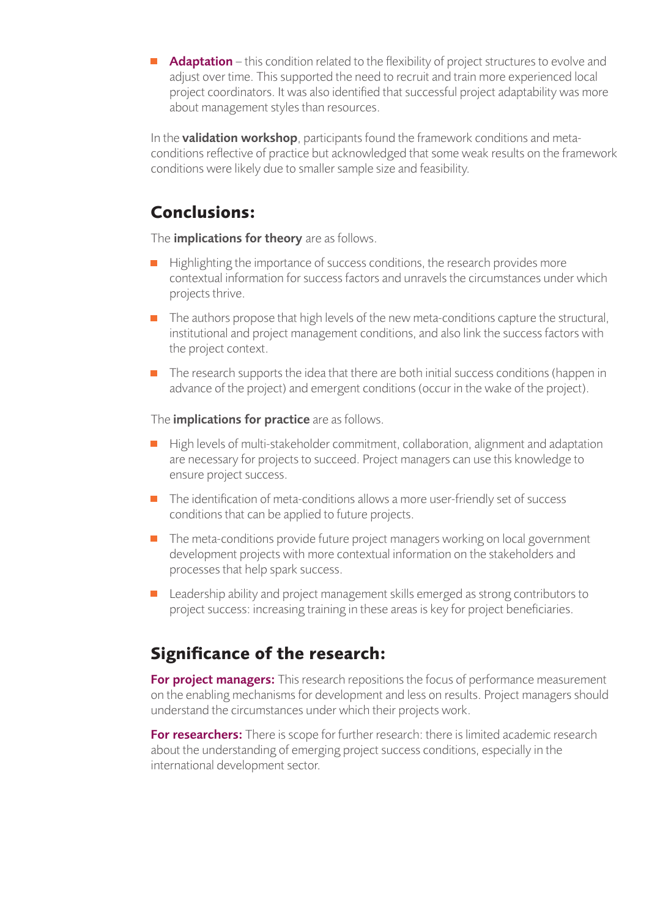- **Adaptation** – this condition related to the flexibility of project structures to evolve and adjust over time. This supported the need to recruit and train more experienced local project coordinators. It was also identified that successful project adaptability was more about management styles than resources.

In the **validation workshop**, participants found the framework conditions and meta-conditions reflective of practice but acknowledged that some weak results on the framework conditions were likely due to smaller sample size and feasibility.

## Conclusions:

The **implications for theory** are as follows.

- Highlighting the importance of success conditions, the research provides more contextual information for success factors and unravels the circumstances under which projects thrive.
- The authors propose that high levels of the new meta-conditions capture the structural, institutional and project management conditions, and also link the success factors with the project context.
- The research supports the idea that there are both initial success conditions (happen in advance of the project) and emergent conditions (occur in the wake of the project).

The **implications for practice** are as follows.

- High levels of multi-stakeholder commitment, collaboration, alignment and adaptation are necessary for projects to succeed. Project managers can use this knowledge to ensure project success.
- The identification of meta-conditions allows a more user-friendly set of success conditions that can be applied to future projects.
- The meta-conditions provide future project managers working on local government development projects with more contextual information on the stakeholders and processes that help spark success.
- Leadership ability and project management skills emerged as strong contributors to project success: increasing training in these areas is key for project beneficiaries.

## Significance of the research:

**For project managers:** This research repositions the focus of performance measurement on the enabling mechanisms for development and less on results. Project managers should understand the circumstances under which their projects work.

**For researchers:** There is scope for further research: there is limited academic research about the understanding of emerging project success conditions, especially in the international development sector.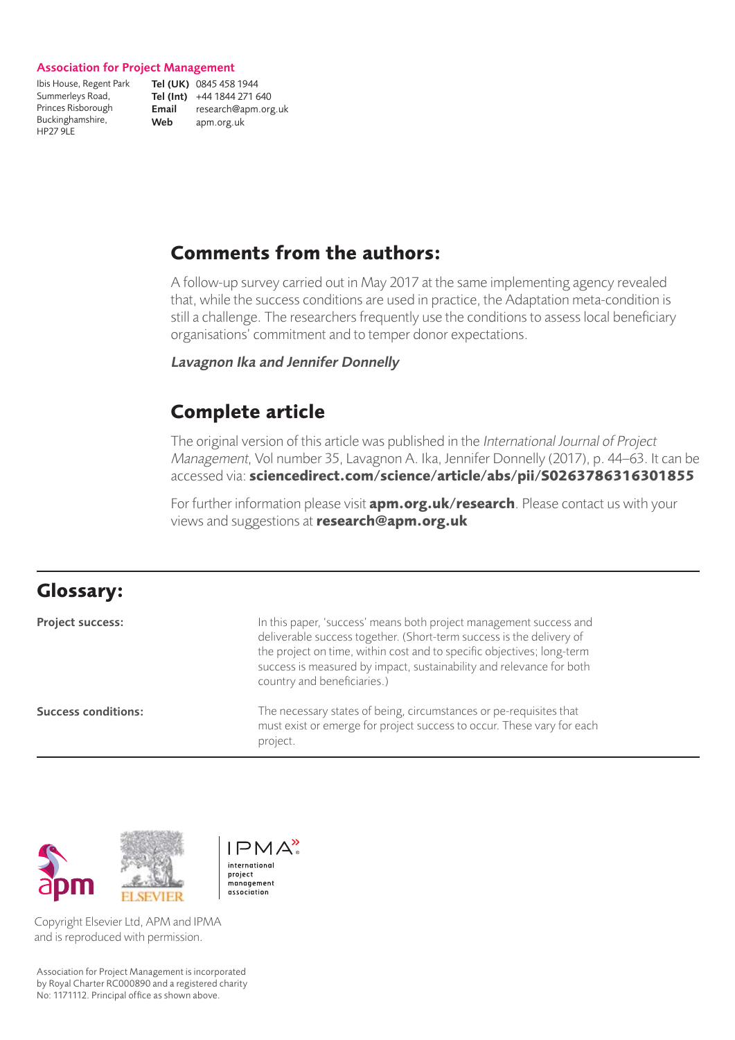**Association for Project Management**

Ibis House, Regent Park
Summerleys Road,
Princes Risborough
Buckinghamshire,
HP27 9LE

**Tel (UK)** 0845 458 1944
**Tel (Int)** +44 1844 271 640
**Email** research@apm.org.uk
**Web** apm.org.uk

## Comments from the authors:

A follow-up survey carried out in May 2017 at the same implementing agency revealed that, while the success conditions are used in practice, the Adaptation meta-condition is still a challenge. The researchers frequently use the conditions to assess local beneficiary organisations' commitment and to temper donor expectations.

***Lavagnon Ika and Jennifer Donnelly***

## Complete article

The original version of this article was published in the *International Journal of Project Management*, Vol number 35, Lavagnon A. Ika, Jennifer Donnelly (2017), p. 44–63. It can be accessed via: **sciencedirect.com/science/article/abs/pii/S0263786316301855**

For further information please visit **apm.org.uk/research**. Please contact us with your views and suggestions at **research@apm.org.uk**

## Glossary:

| | |
|---|---|
| **Project success:** | In this paper, 'success' means both project management success and deliverable success together. (Short-term success is the delivery of the project on time, within cost and to specific objectives; long-term success is measured by impact, sustainability and relevance for both country and beneficiaries.) |
| **Success conditions:** | The necessary states of being, circumstances or pe-requisites that must exist or emerge for project success to occur. These vary for each project. |

apm

ELSEVIER

IPMA international project management association

Copyright Elsevier Ltd, APM and IPMA and is reproduced with permission.

Association for Project Management is incorporated by Royal Charter RC000890 and a registered charity No: 1171112. Principal office as shown above.